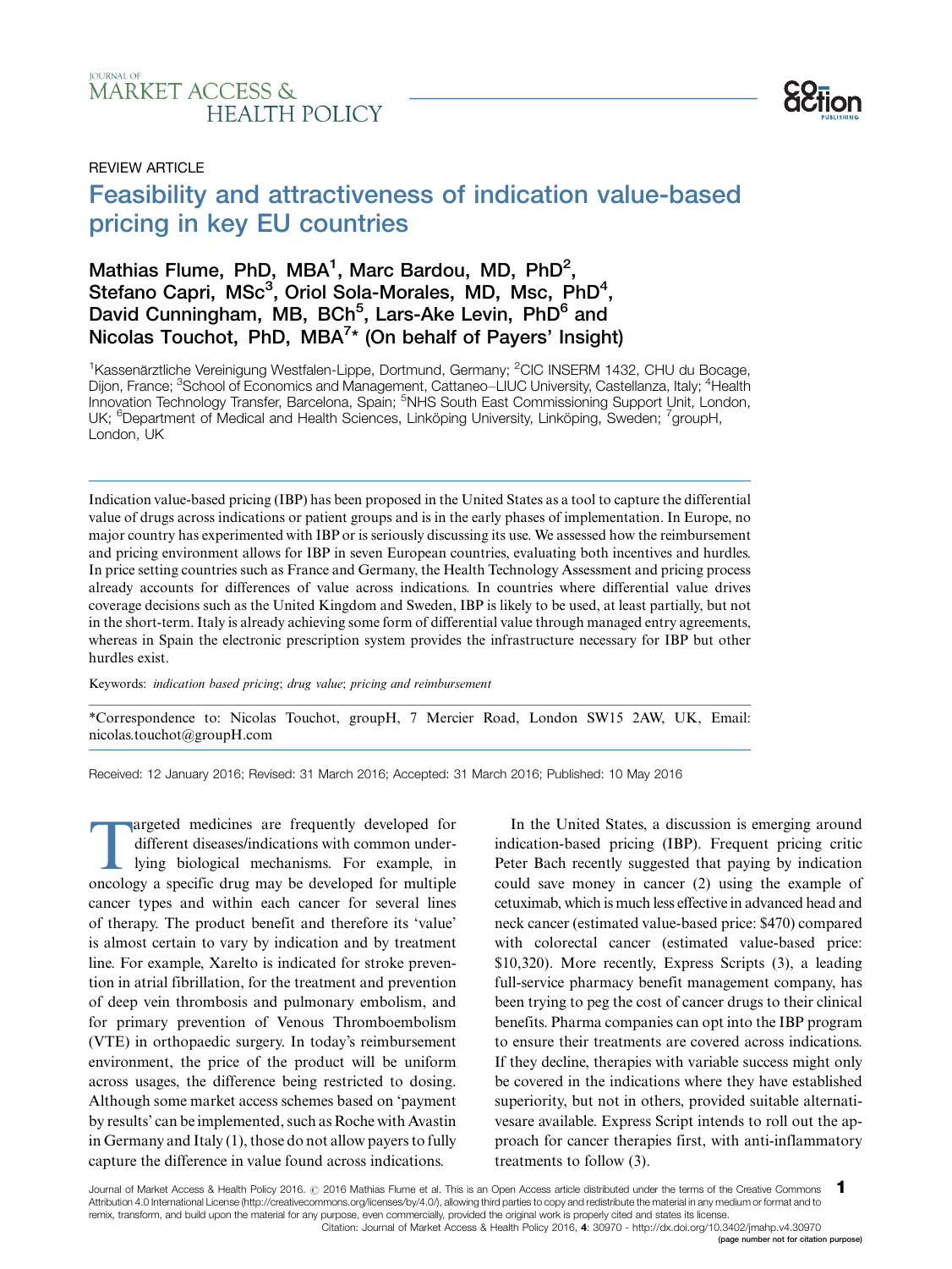REVIEW ARTICLE

# Feasibility and attractiveness of indication value-based pricing in key EU countries

**Mathias Flume, PhD, MBA[1], Marc Bardou, MD, PhD[2], Stefano Capri, MSc[3], Oriol Sola-Morales, MD, Msc, PhD[4], David Cunningham, MB, BCh[5], Lars-Ake Levin, PhD[6] and Nicolas Touchot, PhD, MBA[7]* (On behalf of Payers' Insight)**

[1]Kassenärztliche Vereinigung Westfalen-Lippe, Dortmund, Germany; [2]CIC INSERM 1432, CHU du Bocage, Dijon, France; [3]School of Economics and Management, Cattaneo–LIUC University, Castellanza, Italy; [4]Health Innovation Technology Transfer, Barcelona, Spain; [5]NHS South East Commissioning Support Unit, London, UK; [6]Department of Medical and Health Sciences, Linköping University, Linköping, Sweden; [7]groupH, London, UK

Indication value-based pricing (IBP) has been proposed in the United States as a tool to capture the differential value of drugs across indications or patient groups and is in the early phases of implementation. In Europe, no major country has experimented with IBP or is seriously discussing its use. We assessed how the reimbursement and pricing environment allows for IBP in seven European countries, evaluating both incentives and hurdles. In price setting countries such as France and Germany, the Health Technology Assessment and pricing process already accounts for differences of value across indications. In countries where differential value drives coverage decisions such as the United Kingdom and Sweden, IBP is likely to be used, at least partially, but not in the short-term. Italy is already achieving some form of differential value through managed entry agreements, whereas in Spain the electronic prescription system provides the infrastructure necessary for IBP but other hurdles exist.

Keywords: *indication based pricing*; *drug value*; *pricing and reimbursement*

*Correspondence to: Nicolas Touchot, groupH, 7 Mercier Road, London SW15 2AW, UK, Email: nicolas.touchot@groupH.com

Received: 12 January 2016; Revised: 31 March 2016; Accepted: 31 March 2016; Published: 10 May 2016

Targeted medicines are frequently developed for different diseases/indications with common underlying biological mechanisms. For example, in oncology a specific drug may be developed for multiple cancer types and within each cancer for several lines of therapy. The product benefit and therefore its 'value' is almost certain to vary by indication and by treatment line. For example, Xarelto is indicated for stroke prevention in atrial fibrillation, for the treatment and prevention of deep vein thrombosis and pulmonary embolism, and for primary prevention of Venous Thromboembolism (VTE) in orthopaedic surgery. In today's reimbursement environment, the price of the product will be uniform across usages, the difference being restricted to dosing. Although some market access schemes based on 'payment by results' can be implemented, such as Roche with Avastin in Germany and Italy (1), those do not allow payers to fully capture the difference in value found across indications.

In the United States, a discussion is emerging around indication-based pricing (IBP). Frequent pricing critic Peter Bach recently suggested that paying by indication could save money in cancer (2) using the example of cetuximab, which is much less effective in advanced head and neck cancer (estimated value-based price: $470) compared with colorectal cancer (estimated value-based price: $10,320). More recently, Express Scripts (3), a leading full-service pharmacy benefit management company, has been trying to peg the cost of cancer drugs to their clinical benefits. Pharma companies can opt into the IBP program to ensure their treatments are covered across indications. If they decline, therapies with variable success might only be covered in the indications where they have established superiority, but not in others, provided suitable alternativesare available. Express Script intends to roll out the approach for cancer therapies first, with anti-inflammatory treatments to follow (3).

Journal of Market Access & Health Policy 2016. © 2016 Mathias Flume et al. This is an Open Access article distributed under the terms of the Creative Commons Attribution 4.0 International License (http://creativecommons.org/licenses/by/4.0/), allowing third parties to copy and redistribute the material in any medium or format and to remix, transform, and build upon the material for any purpose, even commercially, provided the original work is properly cited and states its license.
Citation: Journal of Market Access & Health Policy 2016, 4: 30970 - http://dx.doi.org/10.3402/jmahp.v4.30970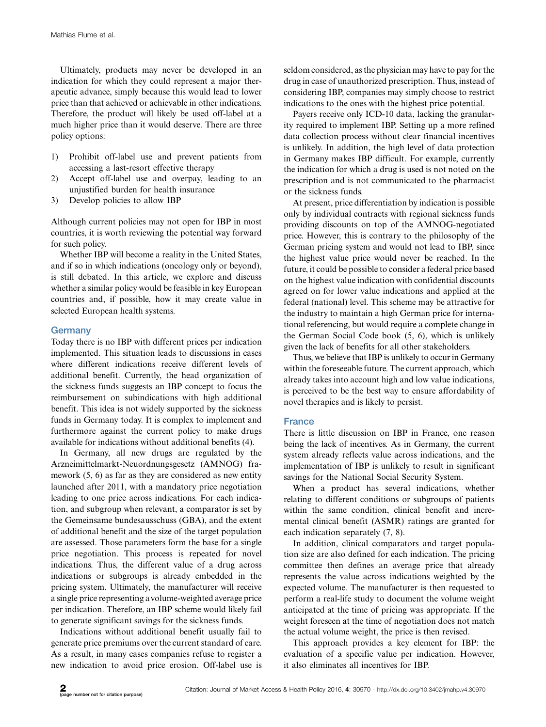Ultimately, products may never be developed in an indication for which they could represent a major therapeutic advance, simply because this would lead to lower price than that achieved or achievable in other indications. Therefore, the product will likely be used off-label at a much higher price than it would deserve. There are three policy options:

1) Prohibit off-label use and prevent patients from accessing a last-resort effective therapy
2) Accept off-label use and overpay, leading to an unjustified burden for health insurance
3) Develop policies to allow IBP

Although current policies may not open for IBP in most countries, it is worth reviewing the potential way forward for such policy.

Whether IBP will become a reality in the United States, and if so in which indications (oncology only or beyond), is still debated. In this article, we explore and discuss whether a similar policy would be feasible in key European countries and, if possible, how it may create value in selected European health systems.

## Germany

Today there is no IBP with different prices per indication implemented. This situation leads to discussions in cases where different indications receive different levels of additional benefit. Currently, the head organization of the sickness funds suggests an IBP concept to focus the reimbursement on subindications with high additional benefit. This idea is not widely supported by the sickness funds in Germany today. It is complex to implement and furthermore against the current policy to make drugs available for indications without additional benefits (4).

In Germany, all new drugs are regulated by the Arzneimittelmarkt-Neuordnungsgesetz (AMNOG) framework (5, 6) as far as they are considered as new entity launched after 2011, with a mandatory price negotiation leading to one price across indications. For each indication, and subgroup when relevant, a comparator is set by the Gemeinsame bundesausschuss (GBA), and the extent of additional benefit and the size of the target population are assessed. Those parameters form the base for a single price negotiation. This process is repeated for novel indications. Thus, the different value of a drug across indications or subgroups is already embedded in the pricing system. Ultimately, the manufacturer will receive a single price representing a volume-weighted average price per indication. Therefore, an IBP scheme would likely fail to generate significant savings for the sickness funds.

Indications without additional benefit usually fail to generate price premiums over the current standard of care. As a result, in many cases companies refuse to register a new indication to avoid price erosion. Off-label use is seldom considered, as the physician may have to pay for the drug in case of unauthorized prescription. Thus, instead of considering IBP, companies may simply choose to restrict indications to the ones with the highest price potential.

Payers receive only ICD-10 data, lacking the granularity required to implement IBP. Setting up a more refined data collection process without clear financial incentives is unlikely. In addition, the high level of data protection in Germany makes IBP difficult. For example, currently the indication for which a drug is used is not noted on the prescription and is not communicated to the pharmacist or the sickness funds.

At present, price differentiation by indication is possible only by individual contracts with regional sickness funds providing discounts on top of the AMNOG-negotiated price. However, this is contrary to the philosophy of the German pricing system and would not lead to IBP, since the highest value price would never be reached. In the future, it could be possible to consider a federal price based on the highest value indication with confidential discounts agreed on for lower value indications and applied at the federal (national) level. This scheme may be attractive for the industry to maintain a high German price for international referencing, but would require a complete change in the German Social Code book (5, 6), which is unlikely given the lack of benefits for all other stakeholders.

Thus, we believe that IBP is unlikely to occur in Germany within the foreseeable future. The current approach, which already takes into account high and low value indications, is perceived to be the best way to ensure affordability of novel therapies and is likely to persist.

## France

There is little discussion on IBP in France, one reason being the lack of incentives. As in Germany, the current system already reflects value across indications, and the implementation of IBP is unlikely to result in significant savings for the National Social Security System.

When a product has several indications, whether relating to different conditions or subgroups of patients within the same condition, clinical benefit and incremental clinical benefit (ASMR) ratings are granted for each indication separately (7, 8).

In addition, clinical comparators and target population size are also defined for each indication. The pricing committee then defines an average price that already represents the value across indications weighted by the expected volume. The manufacturer is then requested to perform a real-life study to document the volume weight anticipated at the time of pricing was appropriate. If the weight foreseen at the time of negotiation does not match the actual volume weight, the price is then revised.

This approach provides a key element for IBP: the evaluation of a specific value per indication. However, it also eliminates all incentives for IBP.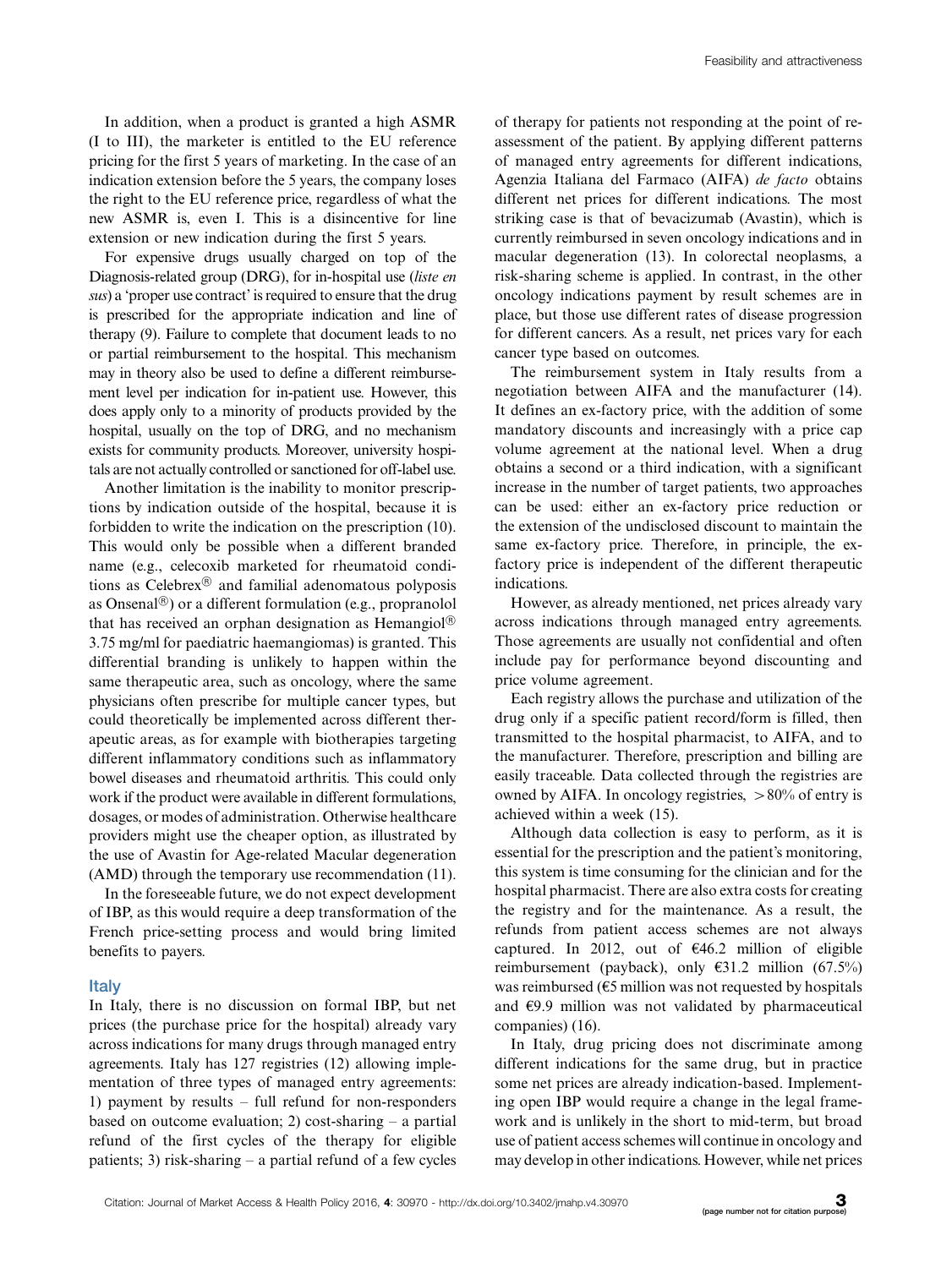In addition, when a product is granted a high ASMR (I to III), the marketer is entitled to the EU reference pricing for the first 5 years of marketing. In the case of an indication extension before the 5 years, the company loses the right to the EU reference price, regardless of what the new ASMR is, even I. This is a disincentive for line extension or new indication during the first 5 years.

For expensive drugs usually charged on top of the Diagnosis-related group (DRG), for in-hospital use (*liste en sus*) a 'proper use contract' is required to ensure that the drug is prescribed for the appropriate indication and line of therapy (9). Failure to complete that document leads to no or partial reimbursement to the hospital. This mechanism may in theory also be used to define a different reimbursement level per indication for in-patient use. However, this does apply only to a minority of products provided by the hospital, usually on the top of DRG, and no mechanism exists for community products. Moreover, university hospitals are not actually controlled or sanctioned for off-label use.

Another limitation is the inability to monitor prescriptions by indication outside of the hospital, because it is forbidden to write the indication on the prescription (10). This would only be possible when a different branded name (e.g., celecoxib marketed for rheumatoid conditions as Celebrex® and familial adenomatous polyposis as Onsenal®) or a different formulation (e.g., propranolol that has received an orphan designation as Hemangiol® 3.75 mg/ml for paediatric haemangiomas) is granted. This differential branding is unlikely to happen within the same therapeutic area, such as oncology, where the same physicians often prescribe for multiple cancer types, but could theoretically be implemented across different therapeutic areas, as for example with biotherapies targeting different inflammatory conditions such as inflammatory bowel diseases and rheumatoid arthritis. This could only work if the product were available in different formulations, dosages, or modes of administration. Otherwise healthcare providers might use the cheaper option, as illustrated by the use of Avastin for Age-related Macular degeneration (AMD) through the temporary use recommendation (11).

In the foreseeable future, we do not expect development of IBP, as this would require a deep transformation of the French price-setting process and would bring limited benefits to payers.

### Italy

In Italy, there is no discussion on formal IBP, but net prices (the purchase price for the hospital) already vary across indications for many drugs through managed entry agreements. Italy has 127 registries (12) allowing implementation of three types of managed entry agreements: 1) payment by results – full refund for non-responders based on outcome evaluation; 2) cost-sharing – a partial refund of the first cycles of the therapy for eligible patients; 3) risk-sharing – a partial refund of a few cycles of therapy for patients not responding at the point of reassessment of the patient. By applying different patterns of managed entry agreements for different indications, Agenzia Italiana del Farmaco (AIFA) *de facto* obtains different net prices for different indications. The most striking case is that of bevacizumab (Avastin), which is currently reimbursed in seven oncology indications and in macular degeneration (13). In colorectal neoplasms, a risk-sharing scheme is applied. In contrast, in the other oncology indications payment by result schemes are in place, but those use different rates of disease progression for different cancers. As a result, net prices vary for each cancer type based on outcomes.

The reimbursement system in Italy results from a negotiation between AIFA and the manufacturer (14). It defines an ex-factory price, with the addition of some mandatory discounts and increasingly with a price cap volume agreement at the national level. When a drug obtains a second or a third indication, with a significant increase in the number of target patients, two approaches can be used: either an ex-factory price reduction or the extension of the undisclosed discount to maintain the same ex-factory price. Therefore, in principle, the ex-factory price is independent of the different therapeutic indications.

However, as already mentioned, net prices already vary across indications through managed entry agreements. Those agreements are usually not confidential and often include pay for performance beyond discounting and price volume agreement.

Each registry allows the purchase and utilization of the drug only if a specific patient record/form is filled, then transmitted to the hospital pharmacist, to AIFA, and to the manufacturer. Therefore, prescription and billing are easily traceable. Data collected through the registries are owned by AIFA. In oncology registries, >80% of entry is achieved within a week (15).

Although data collection is easy to perform, as it is essential for the prescription and the patient's monitoring, this system is time consuming for the clinician and for the hospital pharmacist. There are also extra costs for creating the registry and for the maintenance. As a result, the refunds from patient access schemes are not always captured. In 2012, out of €46.2 million of eligible reimbursement (payback), only €31.2 million (67.5%) was reimbursed (€5 million was not requested by hospitals and €9.9 million was not validated by pharmaceutical companies) (16).

In Italy, drug pricing does not discriminate among different indications for the same drug, but in practice some net prices are already indication-based. Implementing open IBP would require a change in the legal framework and is unlikely in the short to mid-term, but broad use of patient access schemes will continue in oncology and may develop in other indications. However, while net prices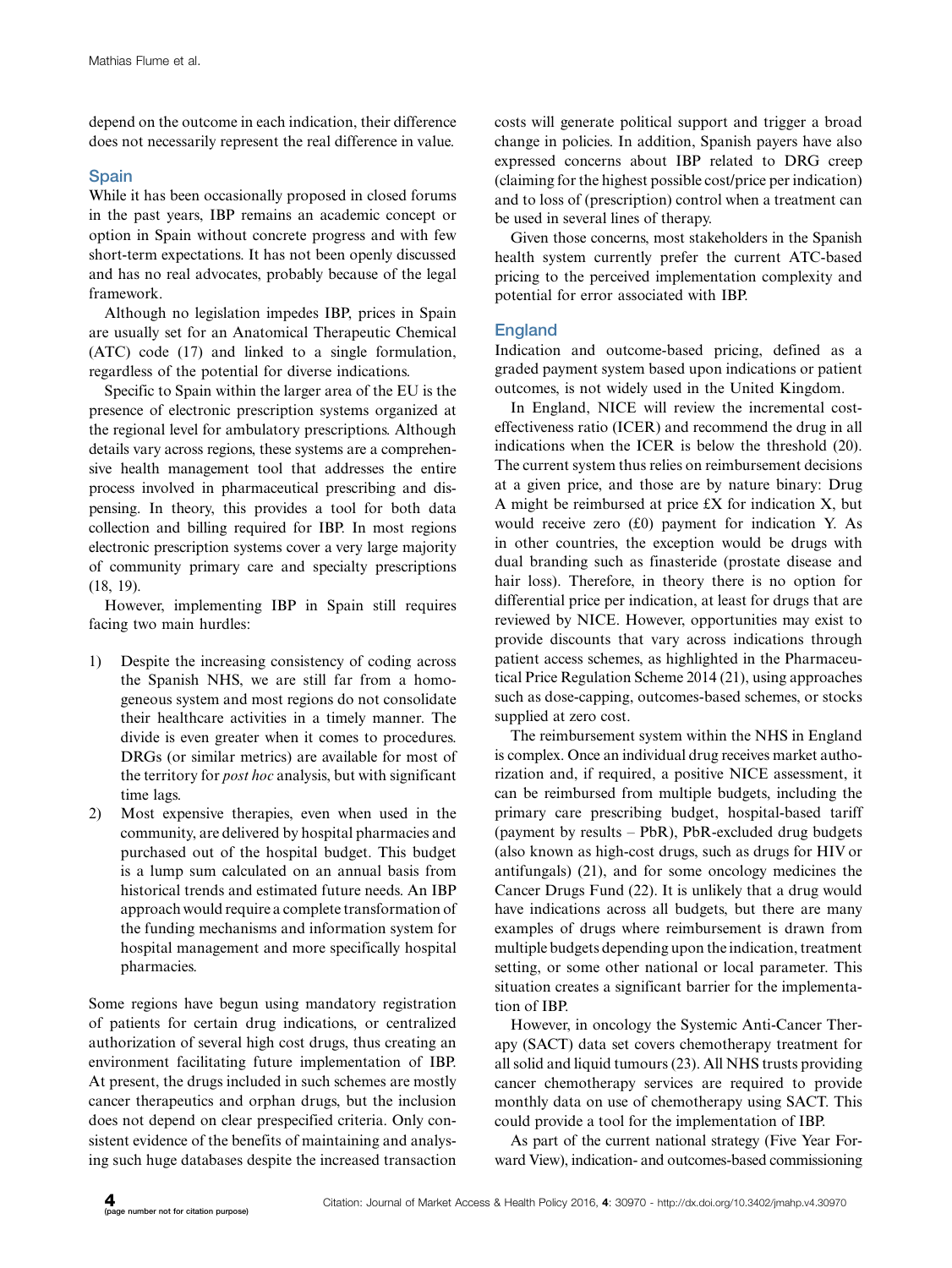depend on the outcome in each indication, their difference does not necessarily represent the real difference in value.

## Spain

While it has been occasionally proposed in closed forums in the past years, IBP remains an academic concept or option in Spain without concrete progress and with few short-term expectations. It has not been openly discussed and has no real advocates, probably because of the legal framework.

Although no legislation impedes IBP, prices in Spain are usually set for an Anatomical Therapeutic Chemical (ATC) code (17) and linked to a single formulation, regardless of the potential for diverse indications.

Specific to Spain within the larger area of the EU is the presence of electronic prescription systems organized at the regional level for ambulatory prescriptions. Although details vary across regions, these systems are a comprehensive health management tool that addresses the entire process involved in pharmaceutical prescribing and dispensing. In theory, this provides a tool for both data collection and billing required for IBP. In most regions electronic prescription systems cover a very large majority of community primary care and specialty prescriptions (18, 19).

However, implementing IBP in Spain still requires facing two main hurdles:

1) Despite the increasing consistency of coding across the Spanish NHS, we are still far from a homogeneous system and most regions do not consolidate their healthcare activities in a timely manner. The divide is even greater when it comes to procedures. DRGs (or similar metrics) are available for most of the territory for *post hoc* analysis, but with significant time lags.
2) Most expensive therapies, even when used in the community, are delivered by hospital pharmacies and purchased out of the hospital budget. This budget is a lump sum calculated on an annual basis from historical trends and estimated future needs. An IBP approach would require a complete transformation of the funding mechanisms and information system for hospital management and more specifically hospital pharmacies.

Some regions have begun using mandatory registration of patients for certain drug indications, or centralized authorization of several high cost drugs, thus creating an environment facilitating future implementation of IBP. At present, the drugs included in such schemes are mostly cancer therapeutics and orphan drugs, but the inclusion does not depend on clear prespecified criteria. Only consistent evidence of the benefits of maintaining and analysing such huge databases despite the increased transaction costs will generate political support and trigger a broad change in policies. In addition, Spanish payers have also expressed concerns about IBP related to DRG creep (claiming for the highest possible cost/price per indication) and to loss of (prescription) control when a treatment can be used in several lines of therapy.

Given those concerns, most stakeholders in the Spanish health system currently prefer the current ATC-based pricing to the perceived implementation complexity and potential for error associated with IBP.

## England

Indication and outcome-based pricing, defined as a graded payment system based upon indications or patient outcomes, is not widely used in the United Kingdom.

In England, NICE will review the incremental cost-effectiveness ratio (ICER) and recommend the drug in all indications when the ICER is below the threshold (20). The current system thus relies on reimbursement decisions at a given price, and those are by nature binary: Drug A might be reimbursed at price £X for indication X, but would receive zero (£0) payment for indication Y. As in other countries, the exception would be drugs with dual branding such as finasteride (prostate disease and hair loss). Therefore, in theory there is no option for differential price per indication, at least for drugs that are reviewed by NICE. However, opportunities may exist to provide discounts that vary across indications through patient access schemes, as highlighted in the Pharmaceutical Price Regulation Scheme 2014 (21), using approaches such as dose-capping, outcomes-based schemes, or stocks supplied at zero cost.

The reimbursement system within the NHS in England is complex. Once an individual drug receives market authorization and, if required, a positive NICE assessment, it can be reimbursed from multiple budgets, including the primary care prescribing budget, hospital-based tariff (payment by results – PbR), PbR-excluded drug budgets (also known as high-cost drugs, such as drugs for HIV or antifungals) (21), and for some oncology medicines the Cancer Drugs Fund (22). It is unlikely that a drug would have indications across all budgets, but there are many examples of drugs where reimbursement is drawn from multiple budgets depending upon the indication, treatment setting, or some other national or local parameter. This situation creates a significant barrier for the implementation of IBP.

However, in oncology the Systemic Anti-Cancer Therapy (SACT) data set covers chemotherapy treatment for all solid and liquid tumours (23). All NHS trusts providing cancer chemotherapy services are required to provide monthly data on use of chemotherapy using SACT. This could provide a tool for the implementation of IBP.

As part of the current national strategy (Five Year Forward View), indication- and outcomes-based commissioning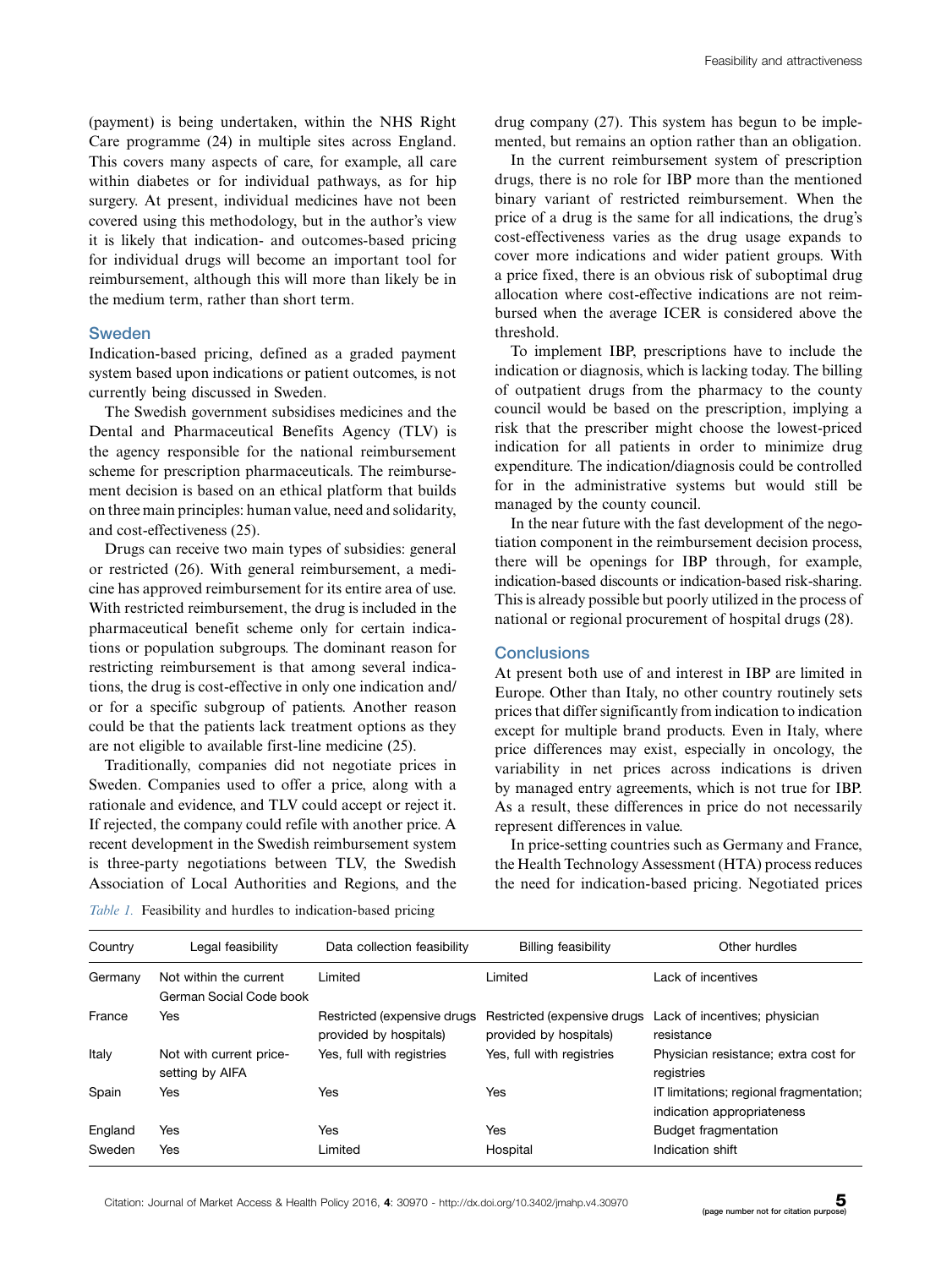(payment) is being undertaken, within the NHS Right Care programme (24) in multiple sites across England. This covers many aspects of care, for example, all care within diabetes or for individual pathways, as for hip surgery. At present, individual medicines have not been covered using this methodology, but in the author's view it is likely that indication- and outcomes-based pricing for individual drugs will become an important tool for reimbursement, although this will more than likely be in the medium term, rather than short term.

## Sweden

Indication-based pricing, defined as a graded payment system based upon indications or patient outcomes, is not currently being discussed in Sweden.

The Swedish government subsidises medicines and the Dental and Pharmaceutical Benefits Agency (TLV) is the agency responsible for the national reimbursement scheme for prescription pharmaceuticals. The reimbursement decision is based on an ethical platform that builds on three main principles: human value, need and solidarity, and cost-effectiveness (25).

Drugs can receive two main types of subsidies: general or restricted (26). With general reimbursement, a medicine has approved reimbursement for its entire area of use. With restricted reimbursement, the drug is included in the pharmaceutical benefit scheme only for certain indications or population subgroups. The dominant reason for restricting reimbursement is that among several indications, the drug is cost-effective in only one indication and/or for a specific subgroup of patients. Another reason could be that the patients lack treatment options as they are not eligible to available first-line medicine (25).

Traditionally, companies did not negotiate prices in Sweden. Companies used to offer a price, along with a rationale and evidence, and TLV could accept or reject it. If rejected, the company could refile with another price. A recent development in the Swedish reimbursement system is three-party negotiations between TLV, the Swedish Association of Local Authorities and Regions, and the drug company (27). This system has begun to be implemented, but remains an option rather than an obligation.

In the current reimbursement system of prescription drugs, there is no role for IBP more than the mentioned binary variant of restricted reimbursement. When the price of a drug is the same for all indications, the drug's cost-effectiveness varies as the drug usage expands to cover more indications and wider patient groups. With a price fixed, there is an obvious risk of suboptimal drug allocation where cost-effective indications are not reimbursed when the average ICER is considered above the threshold.

To implement IBP, prescriptions have to include the indication or diagnosis, which is lacking today. The billing of outpatient drugs from the pharmacy to the county council would be based on the prescription, implying a risk that the prescriber might choose the lowest-priced indication for all patients in order to minimize drug expenditure. The indication/diagnosis could be controlled for in the administrative systems but would still be managed by the county council.

In the near future with the fast development of the negotiation component in the reimbursement decision process, there will be openings for IBP through, for example, indication-based discounts or indication-based risk-sharing. This is already possible but poorly utilized in the process of national or regional procurement of hospital drugs (28).

## Conclusions

At present both use of and interest in IBP are limited in Europe. Other than Italy, no other country routinely sets prices that differ significantly from indication to indication except for multiple brand products. Even in Italy, where price differences may exist, especially in oncology, the variability in net prices across indications is driven by managed entry agreements, which is not true for IBP. As a result, these differences in price do not necessarily represent differences in value.

In price-setting countries such as Germany and France, the Health Technology Assessment (HTA) process reduces the need for indication-based pricing. Negotiated prices

*Table 1.* Feasibility and hurdles to indication-based pricing

| Country | Legal feasibility | Data collection feasibility | Billing feasibility | Other hurdles |
|---|---|---|---|---|
| Germany | Not within the current German Social Code book | Limited | Limited | Lack of incentives |
| France | Yes | Restricted (expensive drugs provided by hospitals) | Restricted (expensive drugs provided by hospitals) | Lack of incentives; physician resistance |
| Italy | Not with current price-setting by AIFA | Yes, full with registries | Yes, full with registries | Physician resistance; extra cost for registries |
| Spain | Yes | Yes | Yes | IT limitations; regional fragmentation; indication appropriateness |
| England | Yes | Yes | Yes | Budget fragmentation |
| Sweden | Yes | Limited | Hospital | Indication shift |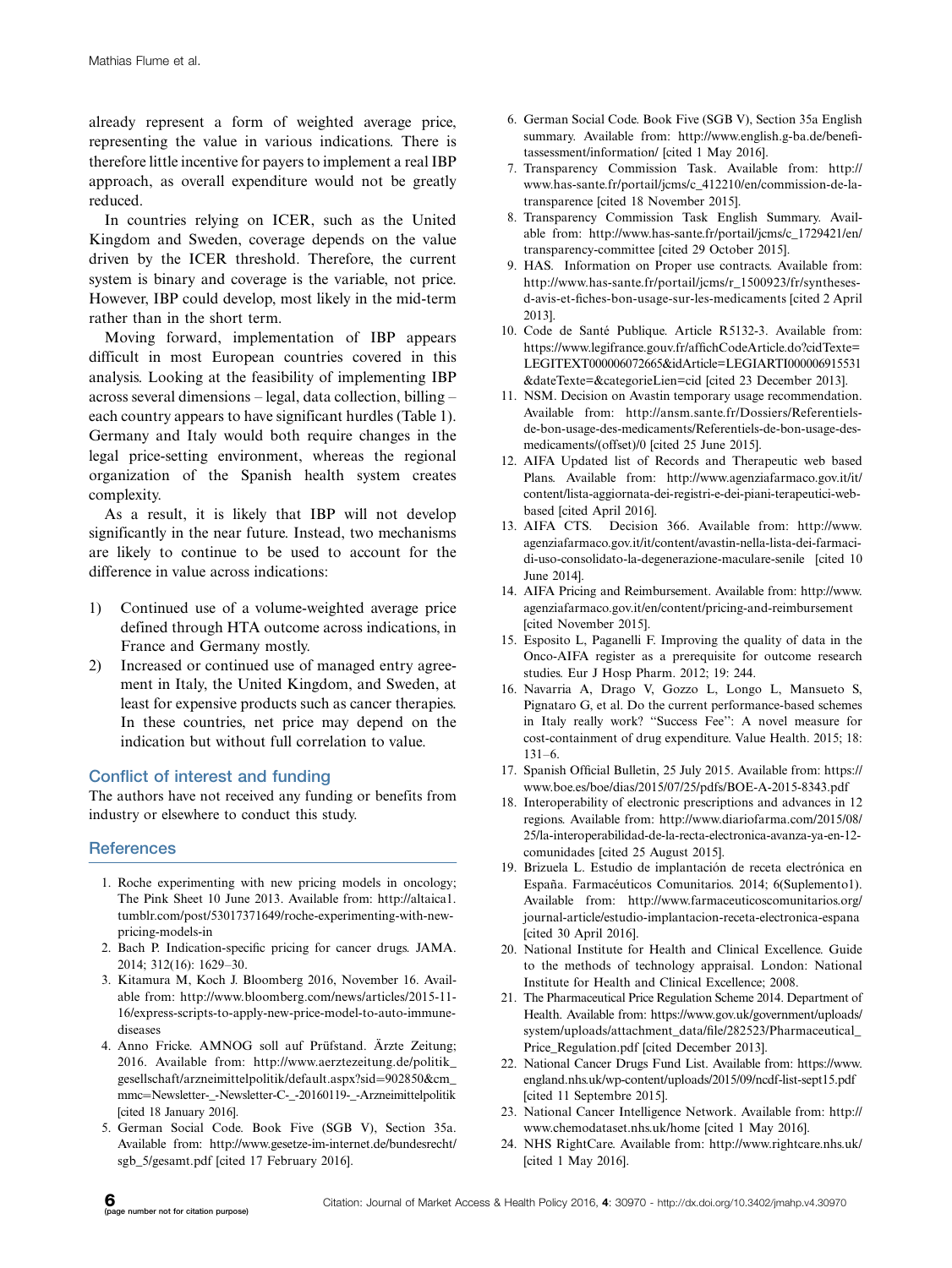already represent a form of weighted average price, representing the value in various indications. There is therefore little incentive for payers to implement a real IBP approach, as overall expenditure would not be greatly reduced.

In countries relying on ICER, such as the United Kingdom and Sweden, coverage depends on the value driven by the ICER threshold. Therefore, the current system is binary and coverage is the variable, not price. However, IBP could develop, most likely in the mid-term rather than in the short term.

Moving forward, implementation of IBP appears difficult in most European countries covered in this analysis. Looking at the feasibility of implementing IBP across several dimensions – legal, data collection, billing – each country appears to have significant hurdles (Table 1). Germany and Italy would both require changes in the legal price-setting environment, whereas the regional organization of the Spanish health system creates complexity.

As a result, it is likely that IBP will not develop significantly in the near future. Instead, two mechanisms are likely to continue to be used to account for the difference in value across indications:

1) Continued use of a volume-weighted average price defined through HTA outcome across indications, in France and Germany mostly.
2) Increased or continued use of managed entry agreement in Italy, the United Kingdom, and Sweden, at least for expensive products such as cancer therapies. In these countries, net price may depend on the indication but without full correlation to value.

## Conflict of interest and funding

The authors have not received any funding or benefits from industry or elsewhere to conduct this study.

## References

1. Roche experimenting with new pricing models in oncology; The Pink Sheet 10 June 2013. Available from: http://altaica1.tumblr.com/post/53017371649/roche-experimenting-with-new-pricing-models-in
2. Bach P. Indication-specific pricing for cancer drugs. JAMA. 2014; 312(16): 1629–30.
3. Kitamura M, Koch J. Bloomberg 2016, November 16. Available from: http://www.bloomberg.com/news/articles/2015-11-16/express-scripts-to-apply-new-price-model-to-auto-immune-diseases
4. Anno Fricke. AMNOG soll auf Prüfstand. Ärzte Zeitung; 2016. Available from: http://www.aerztezeitung.de/politik_gesellschaft/arzneimittelpolitik/default.aspx?sid=902850&cm_mmc=Newsletter-_-Newsletter-C-_-20160119-_-Arzneimittelpolitik [cited 18 January 2016].
5. German Social Code. Book Five (SGB V), Section 35a. Available from: http://www.gesetze-im-internet.de/bundesrecht/sgb_5/gesamt.pdf [cited 17 February 2016].
6. German Social Code. Book Five (SGB V), Section 35a English summary. Available from: http://www.english.g-ba.de/benefitassessment/information/ [cited 1 May 2016].
7. Transparency Commission Task. Available from: http://www.has-sante.fr/portail/jcms/c_412210/en/commission-de-la-transparence [cited 18 November 2015].
8. Transparency Commission Task English Summary. Available from: http://www.has-sante.fr/portail/jcms/c_1729421/en/transparency-committee [cited 29 October 2015].
9. HAS. Information on Proper use contracts. Available from: http://www.has-sante.fr/portail/jcms/r_1500923/fr/syntheses-d-avis-et-fiches-bon-usage-sur-les-medicaments [cited 2 April 2013].
10. Code de Santé Publique. Article R5132-3. Available from: https://www.legifrance.gouv.fr/affichCodeArticle.do?cidTexte=LEGITEXT000006072665&idArticle=LEGIARTI000006915531&dateTexte=&categorieLien=cid [cited 23 December 2013].
11. NSM. Decision on Avastin temporary usage recommendation. Available from: http://ansm.sante.fr/Dossiers/Referentiels-de-bon-usage-des-medicaments/Referentiels-de-bon-usage-des-medicaments/(offset)/0 [cited 25 June 2015].
12. AIFA Updated list of Records and Therapeutic web based Plans. Available from: http://www.agenziafarmaco.gov.it/it/content/lista-aggiornata-dei-registri-e-dei-piani-terapeutici-web-based [cited April 2016].
13. AIFA CTS. Decision 366. Available from: http://www.agenziafarmaco.gov.it/it/content/avastin-nella-lista-dei-farmaci-di-uso-consolidato-la-degenerazione-maculare-senile [cited 10 June 2014].
14. AIFA Pricing and Reimbursement. Available from: http://www.agenziafarmaco.gov.it/en/content/pricing-and-reimbursement [cited November 2015].
15. Esposito L, Paganelli F. Improving the quality of data in the Onco-AIFA register as a prerequisite for outcome research studies. Eur J Hosp Pharm. 2012; 19: 244.
16. Navarria A, Drago V, Gozzo L, Longo L, Mansueto S, Pignataro G, et al. Do the current performance-based schemes in Italy really work? "Success Fee": A novel measure for cost-containment of drug expenditure. Value Health. 2015; 18: 131–6.
17. Spanish Official Bulletin, 25 July 2015. Available from: https://www.boe.es/boe/dias/2015/07/25/pdfs/BOE-A-2015-8343.pdf
18. Interoperability of electronic prescriptions and advances in 12 regions. Available from: http://www.diariofarma.com/2015/08/25/la-interoperabilidad-de-la-recta-electronica-avanza-ya-en-12-comunidades [cited 25 August 2015].
19. Brizuela L. Estudio de implantación de receta electrónica en España. Farmacéuticos Comunitarios. 2014; 6(Suplemento1). Available from: http://www.farmaceuticoscomunitarios.org/journal-article/estudio-implantacion-receta-electronica-espana [cited 30 April 2016].
20. National Institute for Health and Clinical Excellence. Guide to the methods of technology appraisal. London: National Institute for Health and Clinical Excellence; 2008.
21. The Pharmaceutical Price Regulation Scheme 2014. Department of Health. Available from: https://www.gov.uk/government/uploads/system/uploads/attachment_data/file/282523/Pharmaceutical_Price_Regulation.pdf [cited December 2013].
22. National Cancer Drugs Fund List. Available from: https://www.england.nhs.uk/wp-content/uploads/2015/09/ncdf-list-sept15.pdf [cited 11 Septembre 2015].
23. National Cancer Intelligence Network. Available from: http://www.chemodataset.nhs.uk/home [cited 1 May 2016].
24. NHS RightCare. Available from: http://www.rightcare.nhs.uk/ [cited 1 May 2016].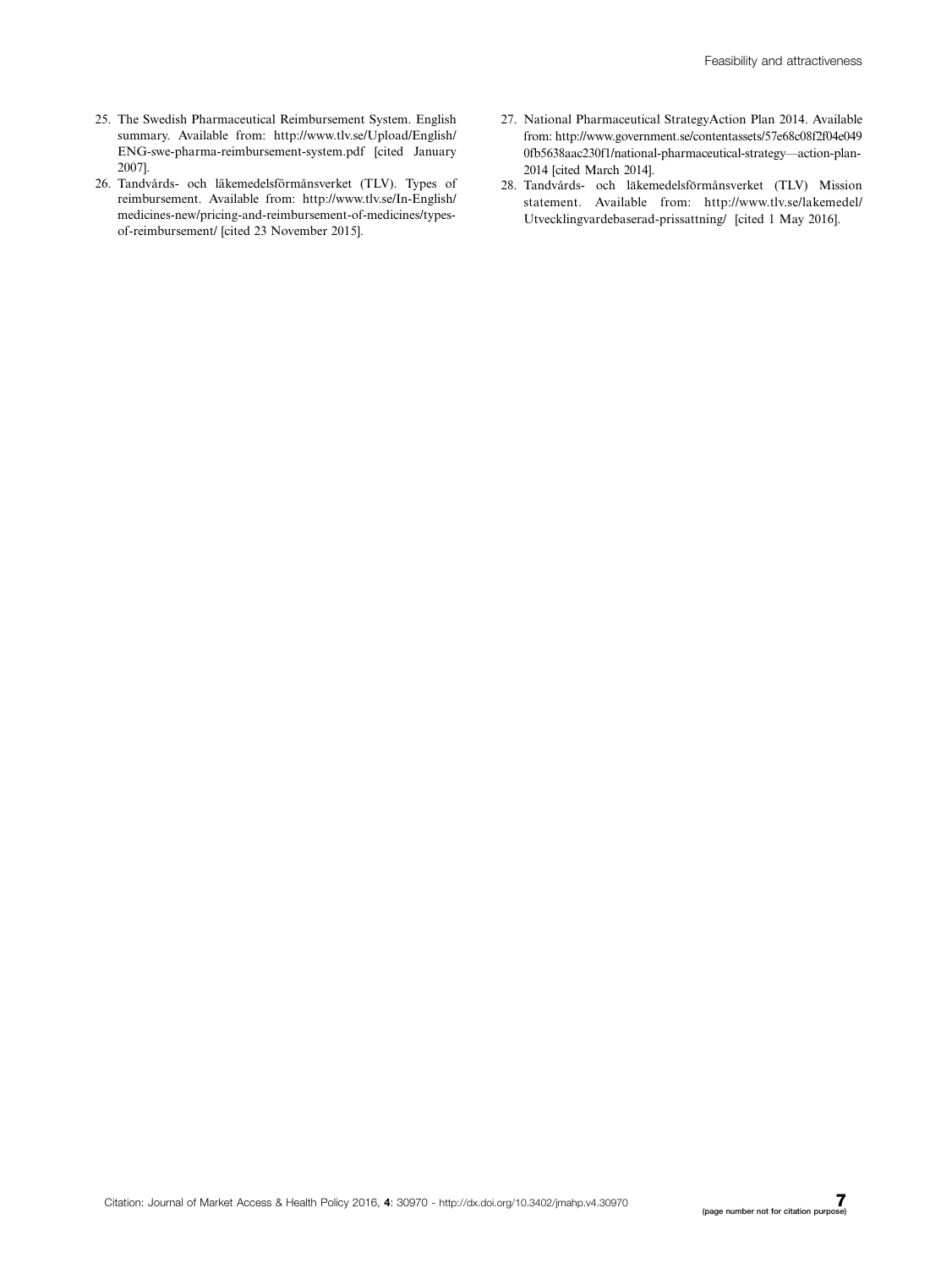25. The Swedish Pharmaceutical Reimbursement System. English summary. Available from: http://www.tlv.se/Upload/English/ENG-swe-pharma-reimbursement-system.pdf [cited January 2007].
26. Tandvårds- och läkemedelsförmånsverket (TLV). Types of reimbursement. Available from: http://www.tlv.se/In-English/medicines-new/pricing-and-reimbursement-of-medicines/types-of-reimbursement/ [cited 23 November 2015].
27. National Pharmaceutical StrategyAction Plan 2014. Available from: http://www.government.se/contentassets/57e68c08f2f04e0490fb5638aac230f1/national-pharmaceutical-strategy—action-plan-2014 [cited March 2014].
28. Tandvårds- och läkemedelsförmånsverket (TLV) Mission statement. Available from: http://www.tlv.se/lakemedel/Utvecklingvardebaserad-prissattning/ [cited 1 May 2016].